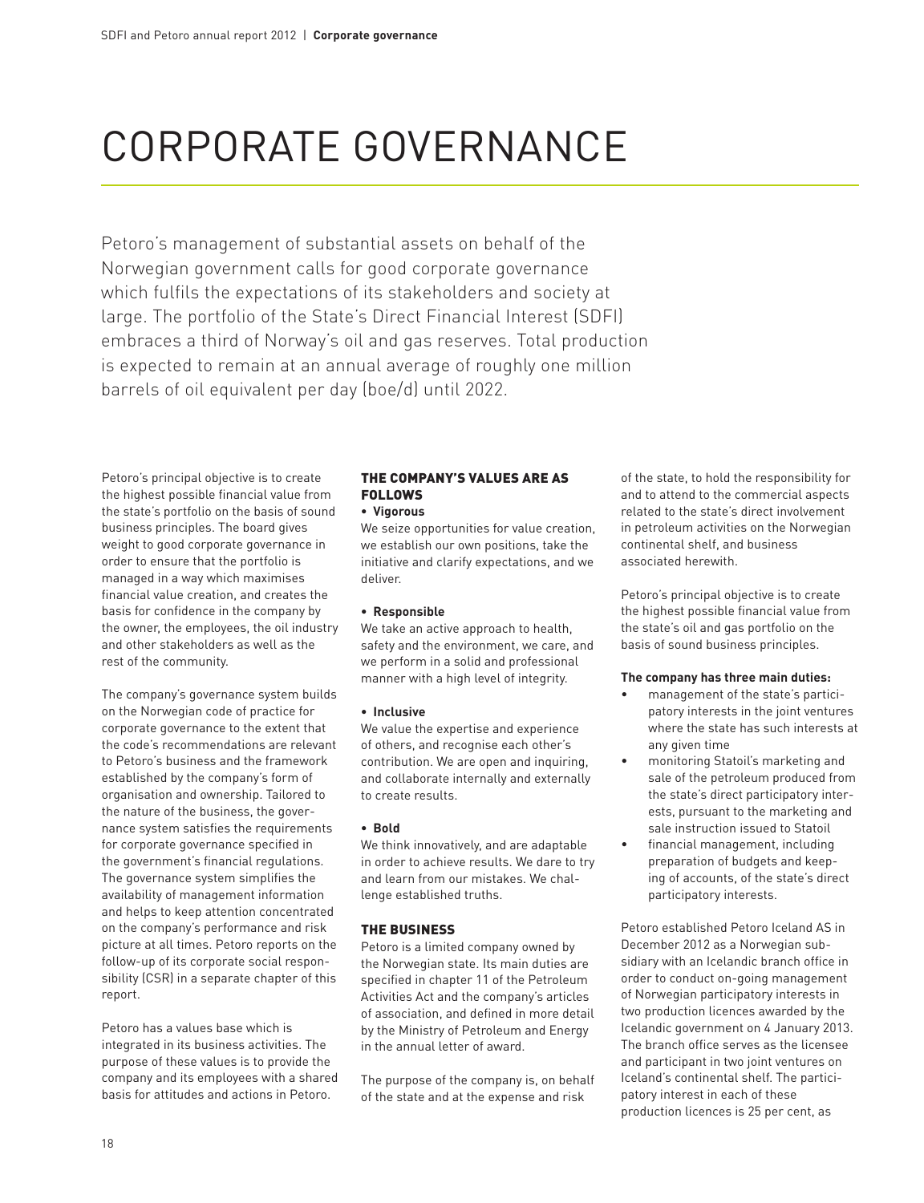# CORPORATE GOVERNANCE

Petoro's management of substantial assets on behalf of the Norwegian government calls for good corporate governance which fulfils the expectations of its stakeholders and society at large. The portfolio of the State's Direct Financial Interest (SDFI) embraces a third of Norway's oil and gas reserves. Total production is expected to remain at an annual average of roughly one million barrels of oil equivalent per day (boe/d) until 2022.

Petoro's principal objective is to create the highest possible financial value from the state's portfolio on the basis of sound business principles. The board gives weight to good corporate governance in order to ensure that the portfolio is managed in a way which maximises financial value creation, and creates the basis for confidence in the company by the owner, the employees, the oil industry and other stakeholders as well as the rest of the community.

The company's governance system builds on the Norwegian code of practice for corporate governance to the extent that the code's recommendations are relevant to Petoro's business and the framework established by the company's form of organisation and ownership. Tailored to the nature of the business, the governance system satisfies the requirements for corporate governance specified in the government's financial regulations. The governance system simplifies the availability of management information and helps to keep attention concentrated on the company's performance and risk picture at all times. Petoro reports on the follow-up of its corporate social responsibility (CSR) in a separate chapter of this report.

Petoro has a values base which is integrated in its business activities. The purpose of these values is to provide the company and its employees with a shared basis for attitudes and actions in Petoro.

## THE COMPANY'S VALUES ARE AS FOLLOWS

- **Vigorous**

We seize opportunities for value creation, we establish our own positions, take the initiative and clarify expectations, and we deliver.

- **Responsible**

We take an active approach to health, safety and the environment, we care, and we perform in a solid and professional manner with a high level of integrity.

- **Inclusive**

We value the expertise and experience of others, and recognise each other's contribution. We are open and inquiring, and collaborate internally and externally to create results.

- **Bold**

We think innovatively, and are adaptable in order to achieve results. We dare to try and learn from our mistakes. We challenge established truths.

## THE BUSINESS

Petoro is a limited company owned by the Norwegian state. Its main duties are specified in chapter 11 of the Petroleum Activities Act and the company's articles of association, and defined in more detail by the Ministry of Petroleum and Energy in the annual letter of award.

The purpose of the company is, on behalf of the state and at the expense and risk of the state, to hold the responsibility for and to attend to the commercial aspects related to the state's direct involvement in petroleum activities on the Norwegian continental shelf, and business associated herewith.

Petoro's principal objective is to create the highest possible financial value from the state's oil and gas portfolio on the basis of sound business principles.

**The company has three main duties:**

- management of the state's participatory interests in the joint ventures where the state has such interests at any given time
- monitoring Statoil's marketing and sale of the petroleum produced from the state's direct participatory interests, pursuant to the marketing and sale instruction issued to Statoil
- financial management, including preparation of budgets and keeping of accounts, of the state's direct participatory interests.

Petoro established Petoro Iceland AS in December 2012 as a Norwegian subsidiary with an Icelandic branch office in order to conduct on-going management of Norwegian participatory interests in two production licences awarded by the Icelandic government on 4 January 2013. The branch office serves as the licensee and participant in two joint ventures on Iceland's continental shelf. The participatory interest in each of these production licences is 25 per cent, as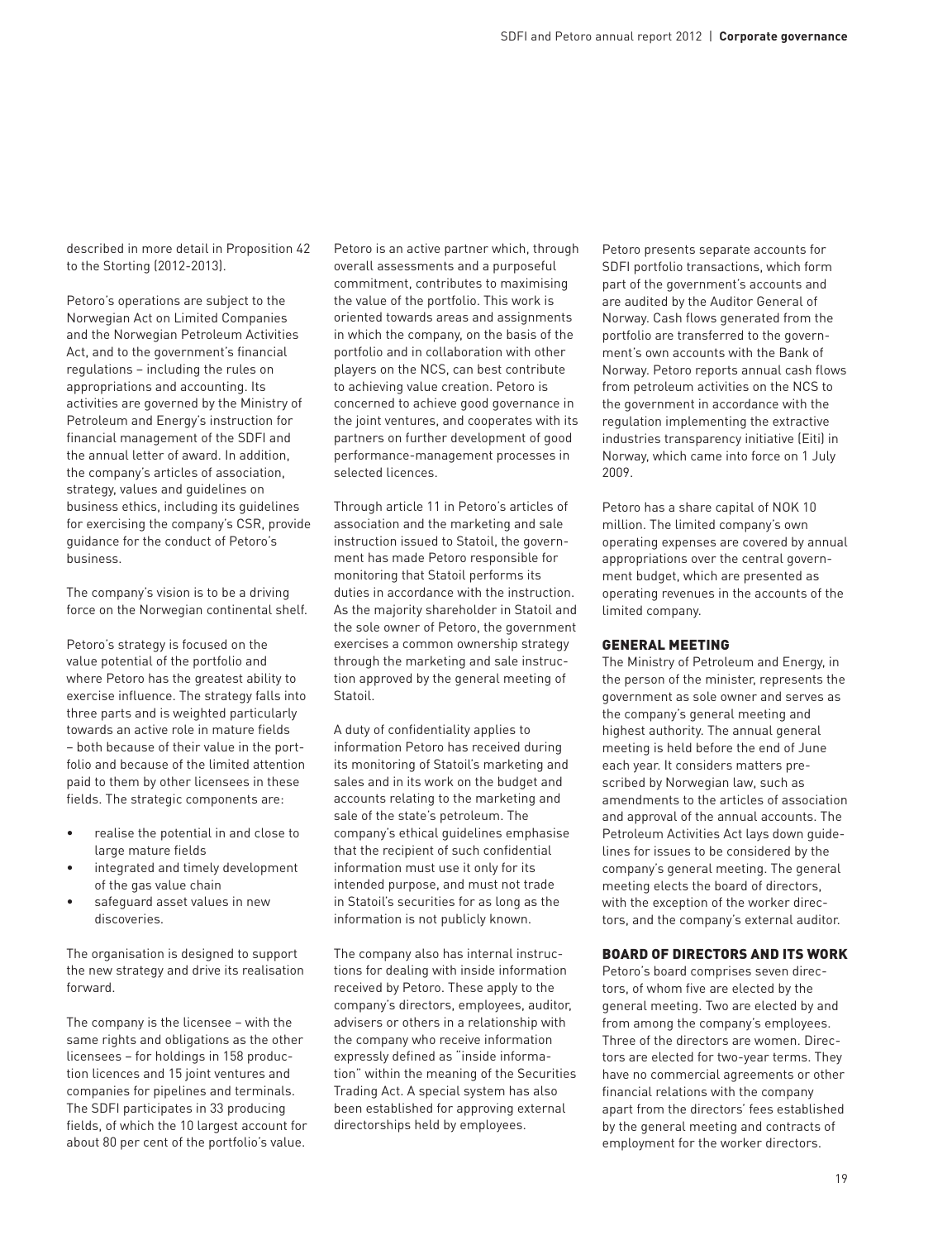described in more detail in Proposition 42 to the Storting (2012-2013).

Petoro's operations are subject to the Norwegian Act on Limited Companies and the Norwegian Petroleum Activities Act, and to the government's financial regulations – including the rules on appropriations and accounting. Its activities are governed by the Ministry of Petroleum and Energy's instruction for financial management of the SDFI and the annual letter of award. In addition, the company's articles of association, strategy, values and guidelines on business ethics, including its guidelines for exercising the company's CSR, provide guidance for the conduct of Petoro's business.

The company's vision is to be a driving force on the Norwegian continental shelf.

Petoro's strategy is focused on the value potential of the portfolio and where Petoro has the greatest ability to exercise influence. The strategy falls into three parts and is weighted particularly towards an active role in mature fields – both because of their value in the portfolio and because of the limited attention paid to them by other licensees in these fields. The strategic components are:

- realise the potential in and close to large mature fields
- integrated and timely development of the gas value chain
- safeguard asset values in new discoveries.

The organisation is designed to support the new strategy and drive its realisation forward.

The company is the licensee – with the same rights and obligations as the other licensees – for holdings in 158 production licences and 15 joint ventures and companies for pipelines and terminals. The SDFI participates in 33 producing fields, of which the 10 largest account for about 80 per cent of the portfolio's value.

Petoro is an active partner which, through overall assessments and a purposeful commitment, contributes to maximising the value of the portfolio. This work is oriented towards areas and assignments in which the company, on the basis of the portfolio and in collaboration with other players on the NCS, can best contribute to achieving value creation. Petoro is concerned to achieve good governance in the joint ventures, and cooperates with its partners on further development of good performance-management processes in selected licences.

Through article 11 in Petoro's articles of association and the marketing and sale instruction issued to Statoil, the government has made Petoro responsible for monitoring that Statoil performs its duties in accordance with the instruction. As the majority shareholder in Statoil and the sole owner of Petoro, the government exercises a common ownership strategy through the marketing and sale instruction approved by the general meeting of Statoil.

A duty of confidentiality applies to information Petoro has received during its monitoring of Statoil's marketing and sales and in its work on the budget and accounts relating to the marketing and sale of the state's petroleum. The company's ethical guidelines emphasise that the recipient of such confidential information must use it only for its intended purpose, and must not trade in Statoil's securities for as long as the information is not publicly known.

The company also has internal instructions for dealing with inside information received by Petoro. These apply to the company's directors, employees, auditor, advisers or others in a relationship with the company who receive information expressly defined as "inside information" within the meaning of the Securities Trading Act. A special system has also been established for approving external directorships held by employees.

Petoro presents separate accounts for SDFI portfolio transactions, which form part of the government's accounts and are audited by the Auditor General of Norway. Cash flows generated from the portfolio are transferred to the government's own accounts with the Bank of Norway. Petoro reports annual cash flows from petroleum activities on the NCS to the government in accordance with the regulation implementing the extractive industries transparency initiative (Eiti) in Norway, which came into force on 1 July 2009.

Petoro has a share capital of NOK 10 million. The limited company's own operating expenses are covered by annual appropriations over the central government budget, which are presented as operating revenues in the accounts of the limited company.

## GENERAL MEETING

The Ministry of Petroleum and Energy, in the person of the minister, represents the government as sole owner and serves as the company's general meeting and highest authority. The annual general meeting is held before the end of June each year. It considers matters prescribed by Norwegian law, such as amendments to the articles of association and approval of the annual accounts. The Petroleum Activities Act lays down guidelines for issues to be considered by the company's general meeting. The general meeting elects the board of directors, with the exception of the worker directors, and the company's external auditor.

## BOARD OF DIRECTORS AND ITS WORK

Petoro's board comprises seven directors, of whom five are elected by the general meeting. Two are elected by and from among the company's employees. Three of the directors are women. Directors are elected for two-year terms. They have no commercial agreements or other financial relations with the company apart from the directors' fees established by the general meeting and contracts of employment for the worker directors.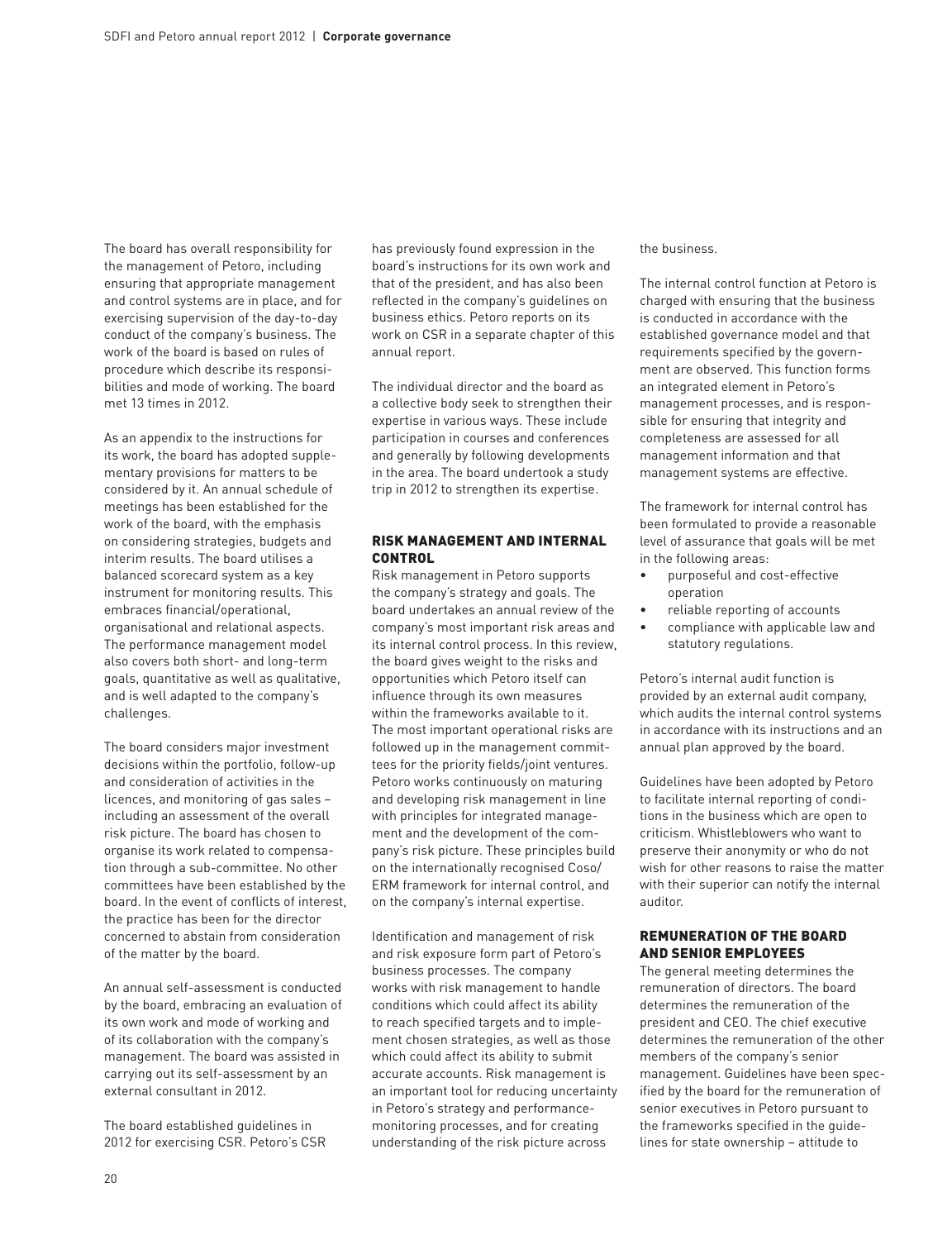The board has overall responsibility for the management of Petoro, including ensuring that appropriate management and control systems are in place, and for exercising supervision of the day-to-day conduct of the company's business. The work of the board is based on rules of procedure which describe its responsibilities and mode of working. The board met 13 times in 2012.

As an appendix to the instructions for its work, the board has adopted supplementary provisions for matters to be considered by it. An annual schedule of meetings has been established for the work of the board, with the emphasis on considering strategies, budgets and interim results. The board utilises a balanced scorecard system as a key instrument for monitoring results. This embraces financial/operational, organisational and relational aspects. The performance management model also covers both short- and long-term goals, quantitative as well as qualitative, and is well adapted to the company's challenges.

The board considers major investment decisions within the portfolio, follow-up and consideration of activities in the licences, and monitoring of gas sales – including an assessment of the overall risk picture. The board has chosen to organise its work related to compensation through a sub-committee. No other committees have been established by the board. In the event of conflicts of interest, the practice has been for the director concerned to abstain from consideration of the matter by the board.

An annual self-assessment is conducted by the board, embracing an evaluation of its own work and mode of working and of its collaboration with the company's management. The board was assisted in carrying out its self-assessment by an external consultant in 2012.

The board established guidelines in 2012 for exercising CSR. Petoro's CSR has previously found expression in the board's instructions for its own work and that of the president, and has also been reflected in the company's guidelines on business ethics. Petoro reports on its work on CSR in a separate chapter of this annual report.

The individual director and the board as a collective body seek to strengthen their expertise in various ways. These include participation in courses and conferences and generally by following developments in the area. The board undertook a study trip in 2012 to strengthen its expertise.

## RISK MANAGEMENT AND INTERNAL CONTROL

Risk management in Petoro supports the company's strategy and goals. The board undertakes an annual review of the company's most important risk areas and its internal control process. In this review, the board gives weight to the risks and opportunities which Petoro itself can influence through its own measures within the frameworks available to it. The most important operational risks are followed up in the management committees for the priority fields/joint ventures. Petoro works continuously on maturing and developing risk management in line with principles for integrated management and the development of the company's risk picture. These principles build on the internationally recognised Coso/ERM framework for internal control, and on the company's internal expertise.

Identification and management of risk and risk exposure form part of Petoro's business processes. The company works with risk management to handle conditions which could affect its ability to reach specified targets and to implement chosen strategies, as well as those which could affect its ability to submit accurate accounts. Risk management is an important tool for reducing uncertainty in Petoro's strategy and performance-monitoring processes, and for creating understanding of the risk picture across the business.

The internal control function at Petoro is charged with ensuring that the business is conducted in accordance with the established governance model and that requirements specified by the government are observed. This function forms an integrated element in Petoro's management processes, and is responsible for ensuring that integrity and completeness are assessed for all management information and that management systems are effective.

The framework for internal control has been formulated to provide a reasonable level of assurance that goals will be met in the following areas:

- purposeful and cost-effective operation
- reliable reporting of accounts
- compliance with applicable law and statutory regulations.

Petoro's internal audit function is provided by an external audit company, which audits the internal control systems in accordance with its instructions and an annual plan approved by the board.

Guidelines have been adopted by Petoro to facilitate internal reporting of conditions in the business which are open to criticism. Whistleblowers who want to preserve their anonymity or who do not wish for other reasons to raise the matter with their superior can notify the internal auditor.

## REMUNERATION OF THE BOARD AND SENIOR EMPLOYEES

The general meeting determines the remuneration of directors. The board determines the remuneration of the president and CEO. The chief executive determines the remuneration of the other members of the company's senior management. Guidelines have been specified by the board for the remuneration of senior executives in Petoro pursuant to the frameworks specified in the guidelines for state ownership – attitude to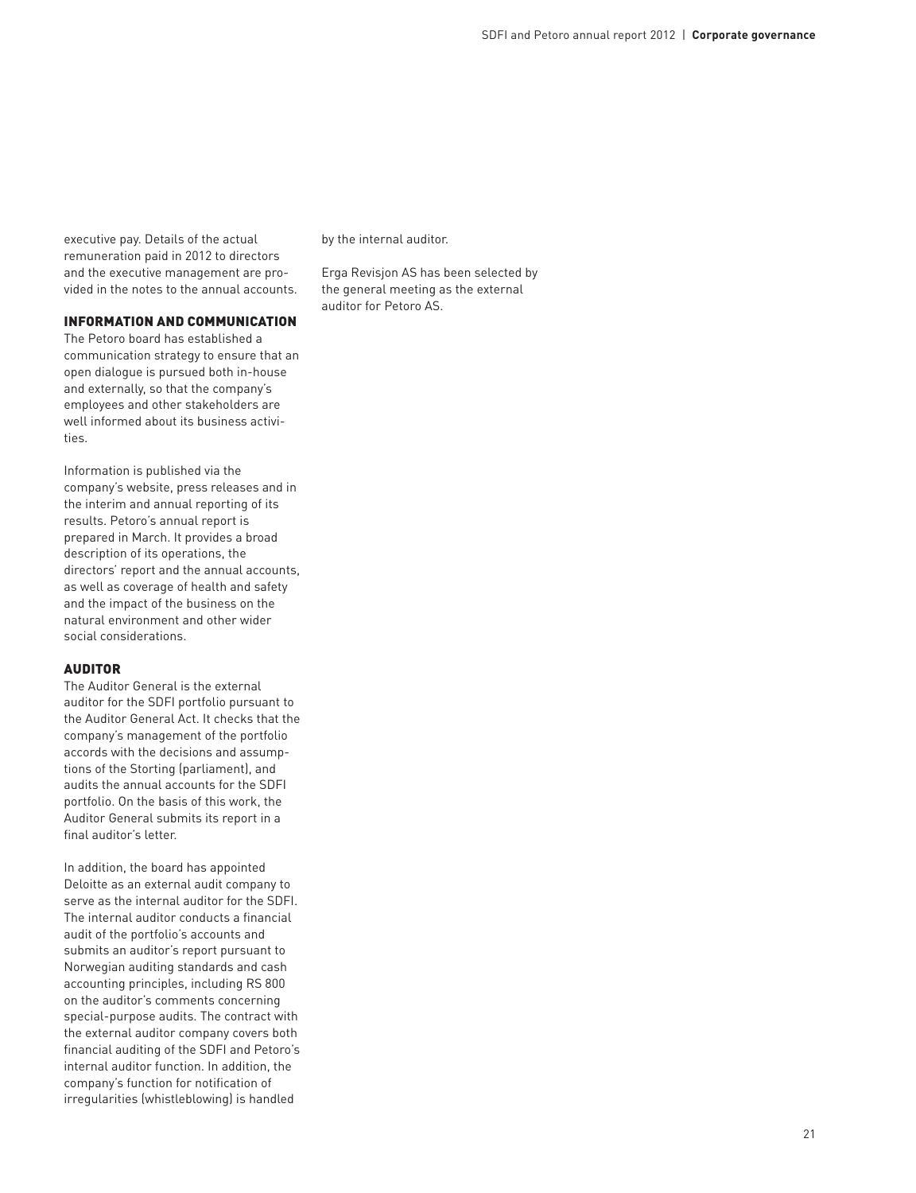executive pay. Details of the actual remuneration paid in 2012 to directors and the executive management are provided in the notes to the annual accounts.

## INFORMATION AND COMMUNICATION

The Petoro board has established a communication strategy to ensure that an open dialogue is pursued both in-house and externally, so that the company's employees and other stakeholders are well informed about its business activities.

Information is published via the company's website, press releases and in the interim and annual reporting of its results. Petoro's annual report is prepared in March. It provides a broad description of its operations, the directors' report and the annual accounts, as well as coverage of health and safety and the impact of the business on the natural environment and other wider social considerations.

## AUDITOR

The Auditor General is the external auditor for the SDFI portfolio pursuant to the Auditor General Act. It checks that the company's management of the portfolio accords with the decisions and assumptions of the Storting (parliament), and audits the annual accounts for the SDFI portfolio. On the basis of this work, the Auditor General submits its report in a final auditor's letter.

In addition, the board has appointed Deloitte as an external audit company to serve as the internal auditor for the SDFI. The internal auditor conducts a financial audit of the portfolio's accounts and submits an auditor's report pursuant to Norwegian auditing standards and cash accounting principles, including RS 800 on the auditor's comments concerning special-purpose audits. The contract with the external auditor company covers both financial auditing of the SDFI and Petoro's internal auditor function. In addition, the company's function for notification of irregularities (whistleblowing) is handled by the internal auditor.

Erga Revisjon AS has been selected by the general meeting as the external auditor for Petoro AS.